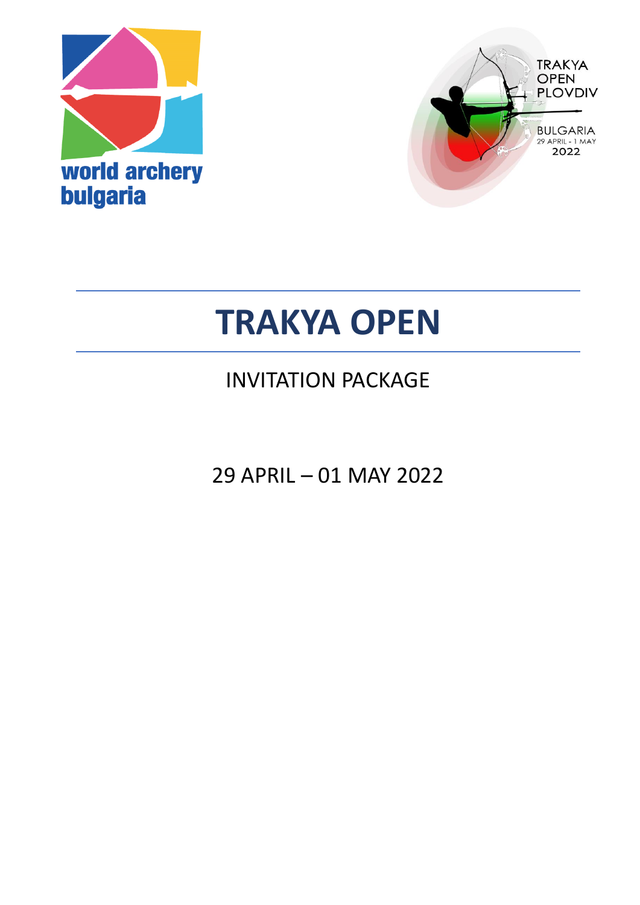# TRAKYA OPEN

## INVITATION PACKAGE

29 APRIL – 01 MAY 2022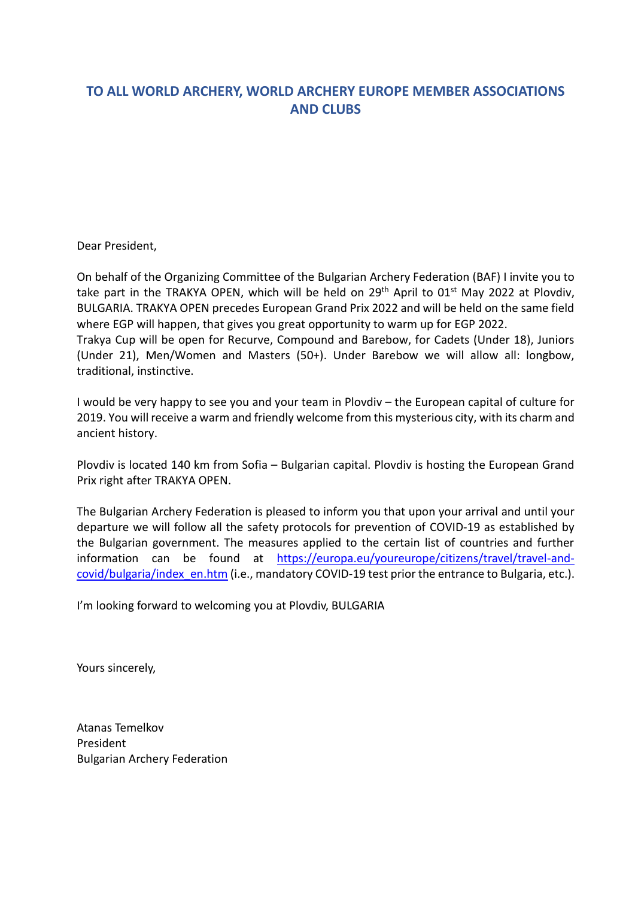## TO ALL WORLD ARCHERY, WORLD ARCHERY EUROPE MEMBER ASSOCIATIONS AND CLUBS

Dear President,

On behalf of the Organizing Committee of the Bulgarian Archery Federation (BAF) I invite you to take part in the TRAKYA OPEN, which will be held on 29th April to 01st May 2022 at Plovdiv, BULGARIA. TRAKYA OPEN precedes European Grand Prix 2022 and will be held on the same field where EGP will happen, that gives you great opportunity to warm up for EGP 2022.
Trakya Cup will be open for Recurve, Compound and Barebow, for Cadets (Under 18), Juniors (Under 21), Men/Women and Masters (50+). Under Barebow we will allow all: longbow, traditional, instinctive.

I would be very happy to see you and your team in Plovdiv – the European capital of culture for 2019. You will receive a warm and friendly welcome from this mysterious city, with its charm and ancient history.

Plovdiv is located 140 km from Sofia – Bulgarian capital. Plovdiv is hosting the European Grand Prix right after TRAKYA OPEN.

The Bulgarian Archery Federation is pleased to inform you that upon your arrival and until your departure we will follow all the safety protocols for prevention of COVID-19 as established by the Bulgarian government. The measures applied to the certain list of countries and further information can be found at [https://europa.eu/youreurope/citizens/travel/travel-and-covid/bulgaria/index_en.htm](https://europa.eu/youreurope/citizens/travel/travel-and-covid/bulgaria/index_en.htm) (i.e., mandatory COVID-19 test prior the entrance to Bulgaria, etc.).

I'm looking forward to welcoming you at Plovdiv, BULGARIA

Yours sincerely,

Atanas Temelkov
President
Bulgarian Archery Federation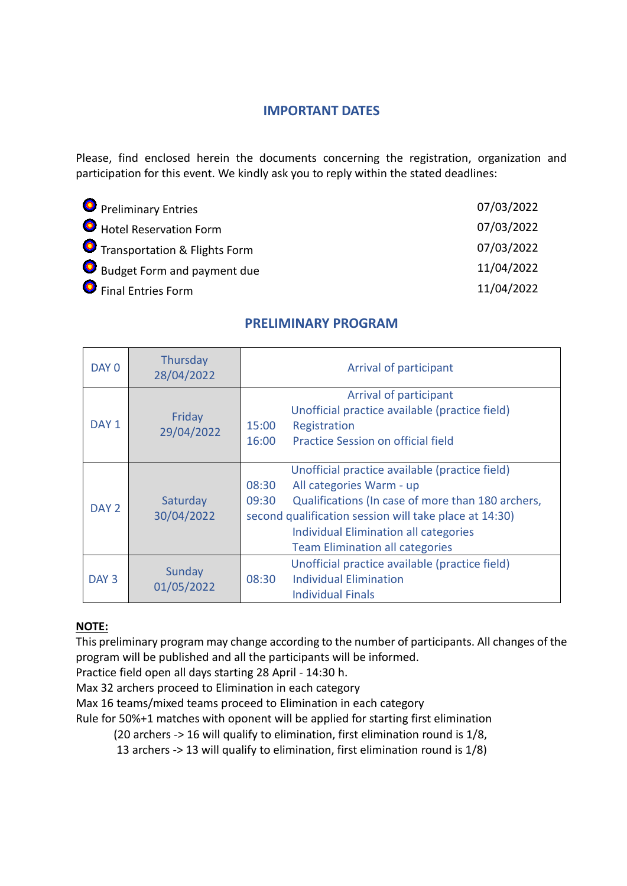## IMPORTANT DATES

Please, find enclosed herein the documents concerning the registration, organization and participation for this event. We kindly ask you to reply within the stated deadlines:

- Preliminary Entries — 07/03/2022
- Hotel Reservation Form — 07/03/2022
- Transportation & Flights Form — 07/03/2022
- Budget Form and payment due — 11/04/2022
- Final Entries Form — 11/04/2022

## PRELIMINARY PROGRAM

| | | |
|---|---|---|
| DAY 0 | Thursday 28/04/2022 | Arrival of participant |
| DAY 1 | Friday 29/04/2022 | Arrival of participant<br>Unofficial practice available (practice field)<br>15:00 Registration<br>16:00 Practice Session on official field |
| DAY 2 | Saturday 30/04/2022 | Unofficial practice available (practice field)<br>08:30 All categories Warm - up<br>09:30 Qualifications (In case of more than 180 archers, second qualification session will take place at 14:30)<br>Individual Elimination all categories<br>Team Elimination all categories |
| DAY 3 | Sunday 01/05/2022 | Unofficial practice available (practice field)<br>08:30 Individual Elimination<br>Individual Finals |

**NOTE:**

This preliminary program may change according to the number of participants. All changes of the program will be published and all the participants will be informed.

Practice field open all days starting 28 April - 14:30 h.

Max 32 archers proceed to Elimination in each category

Max 16 teams/mixed teams proceed to Elimination in each category

Rule for 50%+1 matches with oponent will be applied for starting first elimination

(20 archers -> 16 will qualify to elimination, first elimination round is 1/8,

13 archers -> 13 will qualify to elimination, first elimination round is 1/8)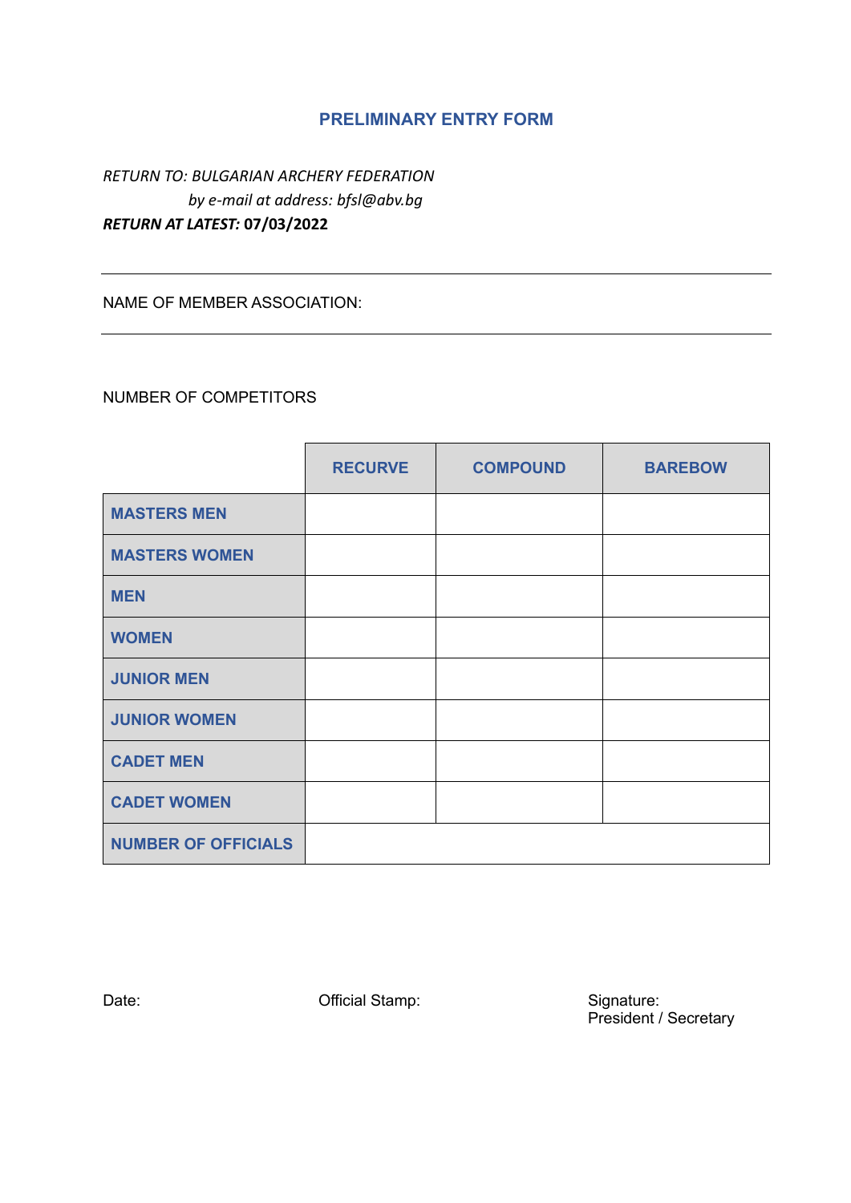## PRELIMINARY ENTRY FORM

*RETURN TO: BULGARIAN ARCHERY FEDERATION*
*by e-mail at address: bfsl@abv.bg*
***RETURN AT LATEST:* 07/03/2022**

---

NAME OF MEMBER ASSOCIATION:

---

NUMBER OF COMPETITORS

| | RECURVE | COMPOUND | BAREBOW |
|---|---|---|---|
| **MASTERS MEN** | | | |
| **MASTERS WOMEN** | | | |
| **MEN** | | | |
| **WOMEN** | | | |
| **JUNIOR MEN** | | | |
| **JUNIOR WOMEN** | | | |
| **CADET MEN** | | | |
| **CADET WOMEN** | | | |
| **NUMBER OF OFFICIALS** | | | |

Date:

Official Stamp:

Signature:
President / Secretary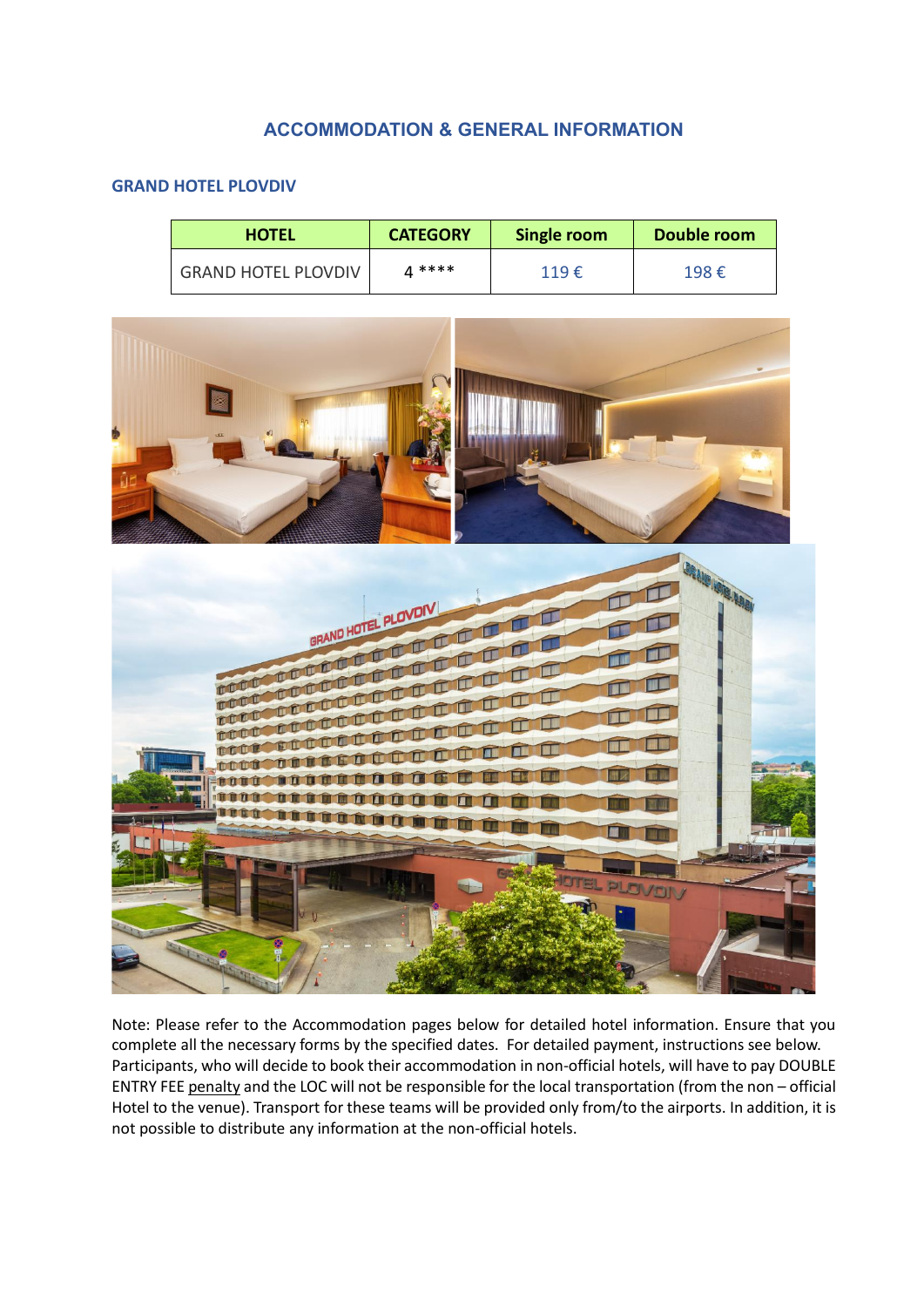# ACCOMMODATION & GENERAL INFORMATION

## GRAND HOTEL PLOVDIV

| HOTEL | CATEGORY | Single room | Double room |
| --- | --- | --- | --- |
| GRAND HOTEL PLOVDIV | 4 **** | 119 € | 198 € |

Note: Please refer to the Accommodation pages below for detailed hotel information. Ensure that you complete all the necessary forms by the specified dates. For detailed payment, instructions see below. Participants, who will decide to book their accommodation in non-official hotels, will have to pay DOUBLE ENTRY FEE penalty and the LOC will not be responsible for the local transportation (from the non – official Hotel to the venue). Transport for these teams will be provided only from/to the airports. In addition, it is not possible to distribute any information at the non-official hotels.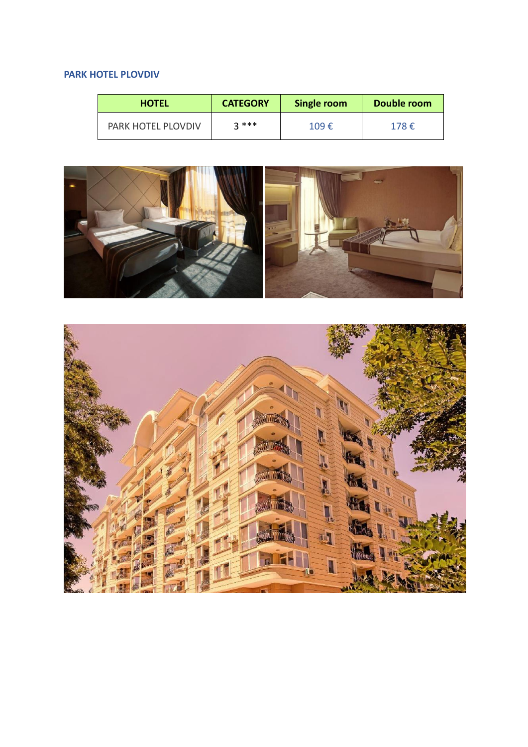**PARK HOTEL PLOVDIV**

| HOTEL | CATEGORY | Single room | Double room |
|---|---|---|---|
| PARK HOTEL PLOVDIV | 3 *** | 109 € | 178 € |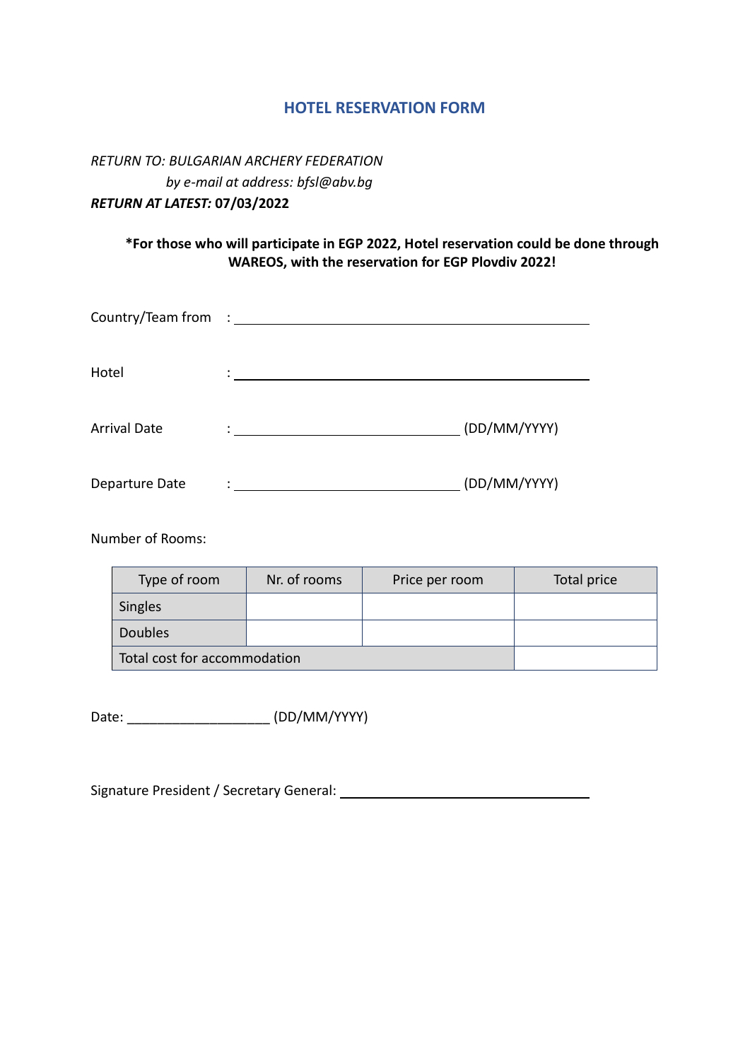## HOTEL RESERVATION FORM

*RETURN TO: BULGARIAN ARCHERY FEDERATION*
*by e-mail at address: bfsl@abv.bg*
***RETURN AT LATEST:*** **07/03/2022**

**\*For those who will participate in EGP 2022, Hotel reservation could be done through WAREOS, with the reservation for EGP Plovdiv 2022!**

Country/Team from : ______________________________

Hotel : ______________________________

Arrival Date : ____________________ (DD/MM/YYYY)

Departure Date : ____________________ (DD/MM/YYYY)

Number of Rooms:

| Type of room | Nr. of rooms | Price per room | Total price |
|---|---|---|---|
| Singles | | | |
| Doubles | | | |
| Total cost for accommodation | | | |

Date: ___________________ (DD/MM/YYYY)

Signature President / Secretary General: ______________________________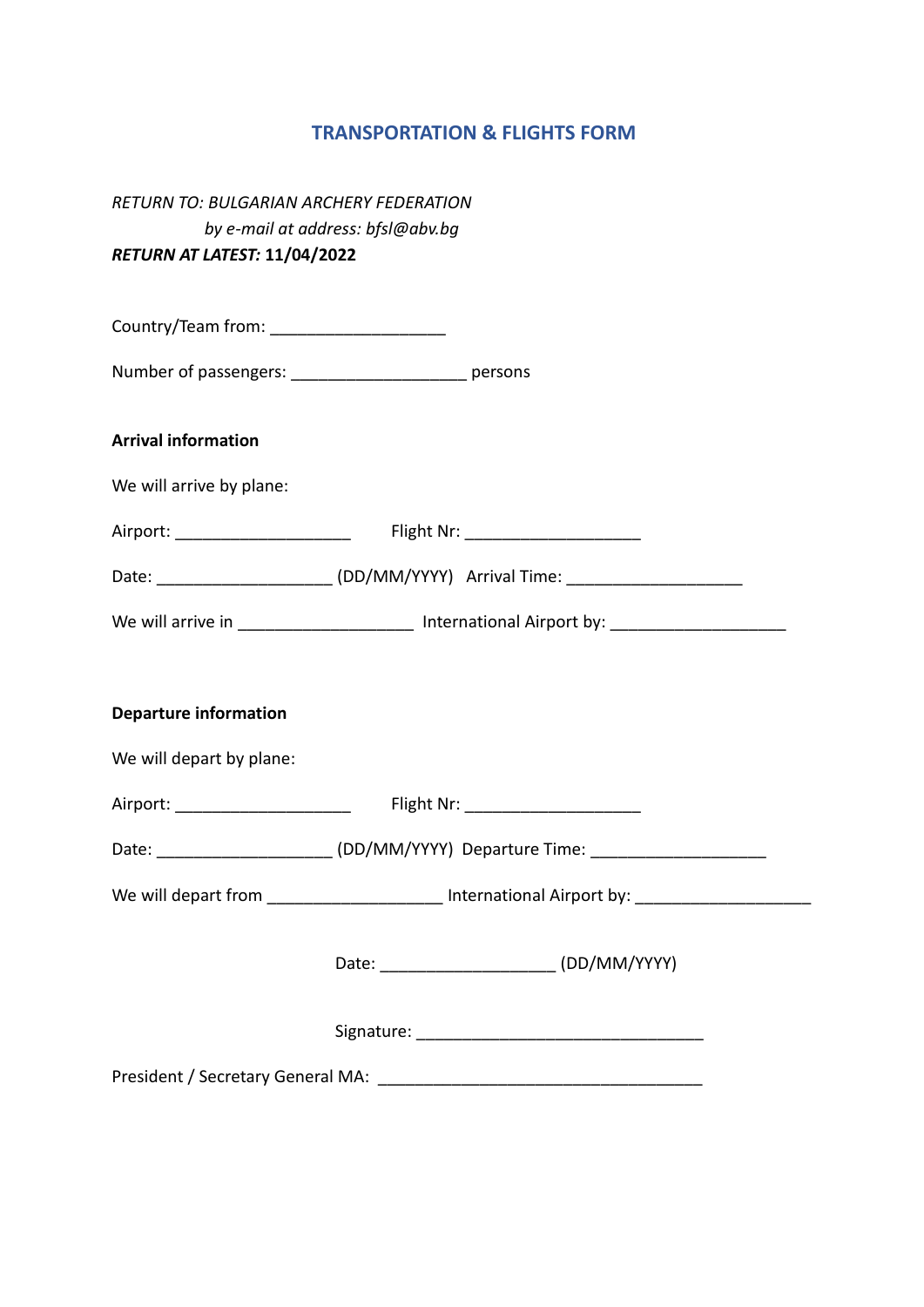# TRANSPORTATION & FLIGHTS FORM

*RETURN TO: BULGARIAN ARCHERY FEDERATION*
*by e-mail at address: bfsl@abv.bg*
***RETURN AT LATEST:*** **11/04/2022**

Country/Team from: ___________________

Number of passengers: ___________________ persons

**Arrival information**

We will arrive by plane:

Airport: ___________________ Flight Nr: ___________________

Date: ___________________ (DD/MM/YYYY) Arrival Time: ___________________

We will arrive in ___________________ International Airport by: ___________________

**Departure information**

We will depart by plane:

Airport: ___________________ Flight Nr: ___________________

Date: ___________________ (DD/MM/YYYY) Departure Time: ___________________

We will depart from ___________________ International Airport by: ___________________

Date: ___________________ (DD/MM/YYYY)

Signature: _______________________________

President / Secretary General MA: ___________________________________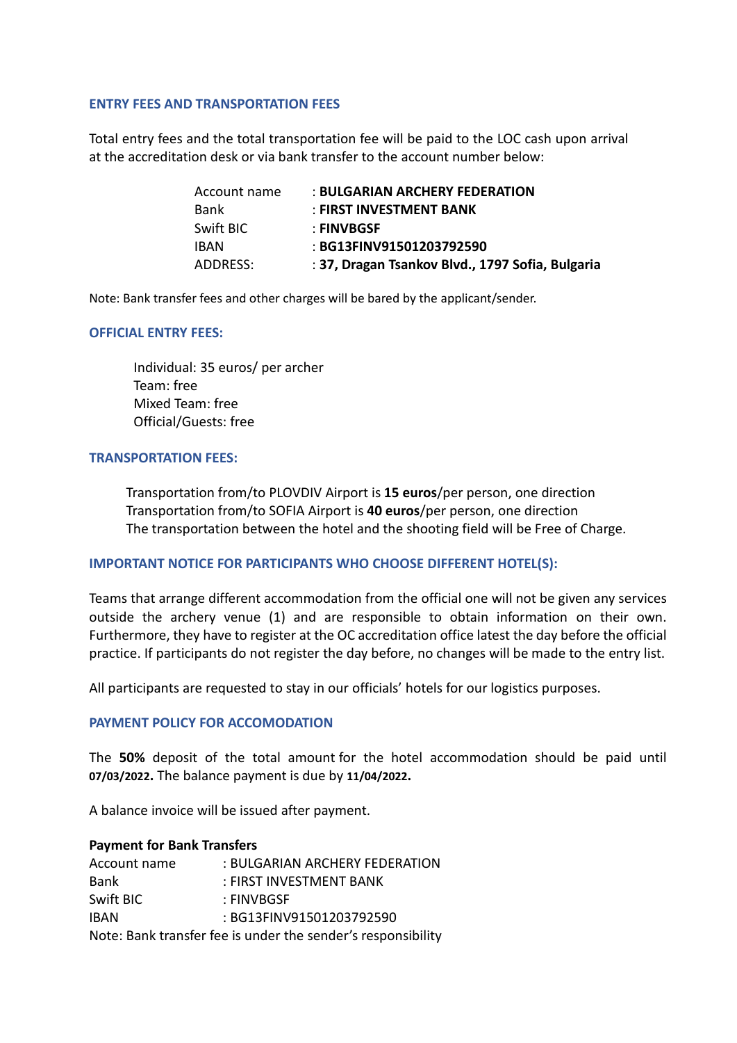## ENTRY FEES AND TRANSPORTATION FEES

Total entry fees and the total transportation fee will be paid to the LOC cash upon arrival at the accreditation desk or via bank transfer to the account number below:

| | |
|---|---|
| Account name | : **BULGARIAN ARCHERY FEDERATION** |
| Bank | : **FIRST INVESTMENT BANK** |
| Swift BIC | : **FINVBGSF** |
| IBAN | : **BG13FINV91501203792590** |
| ADDRESS: | : **37, Dragan Tsankov Blvd., 1797 Sofia, Bulgaria** |

Note: Bank transfer fees and other charges will be bared by the applicant/sender.

## OFFICIAL ENTRY FEES:

Individual: 35 euros/ per archer
Team: free
Mixed Team: free
Official/Guests: free

## TRANSPORTATION FEES:

Transportation from/to PLOVDIV Airport is **15 euros**/per person, one direction
Transportation from/to SOFIA Airport is **40 euros**/per person, one direction
The transportation between the hotel and the shooting field will be Free of Charge.

## IMPORTANT NOTICE FOR PARTICIPANTS WHO CHOOSE DIFFERENT HOTEL(S):

Teams that arrange different accommodation from the official one will not be given any services outside the archery venue (1) and are responsible to obtain information on their own. Furthermore, they have to register at the OC accreditation office latest the day before the official practice. If participants do not register the day before, no changes will be made to the entry list.

All participants are requested to stay in our officials' hotels for our logistics purposes.

## PAYMENT POLICY FOR ACCOMODATION

The **50%** deposit of the total amount for the hotel accommodation should be paid until **07/03/2022.** The balance payment is due by **11/04/2022.**

A balance invoice will be issued after payment.

**Payment for Bank Transfers**

| | |
|---|---|
| Account name | : BULGARIAN ARCHERY FEDERATION |
| Bank | : FIRST INVESTMENT BANK |
| Swift BIC | : FINVBGSF |
| IBAN | : BG13FINV91501203792590 |

Note: Bank transfer fee is under the sender's responsibility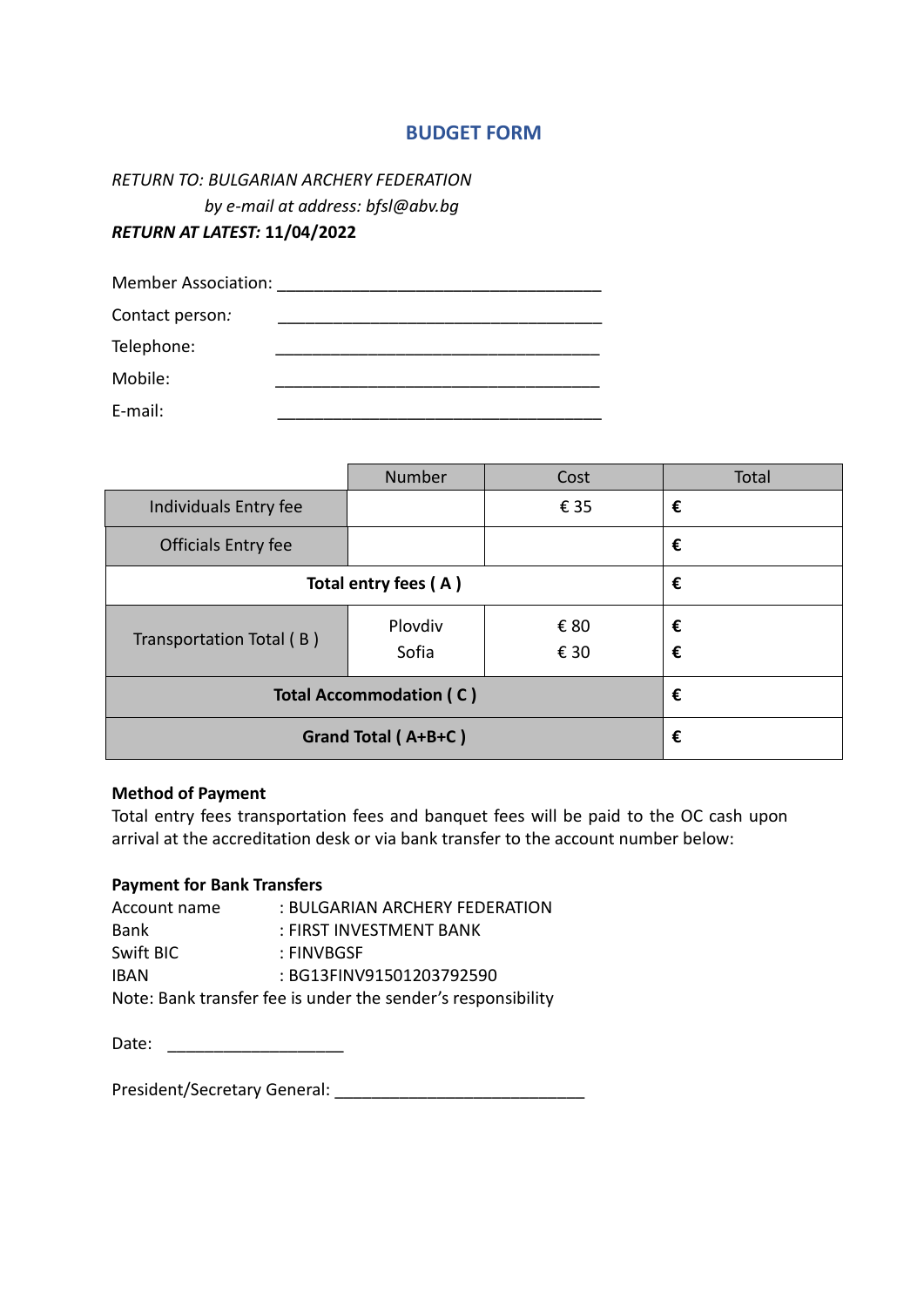## BUDGET FORM

*RETURN TO: BULGARIAN ARCHERY FEDERATION*

*by e-mail at address: bfsl@abv.bg*

***RETURN AT LATEST:* 11/04/2022**

Member Association: ___________________________________

Contact person: ___________________________________

Telephone: ___________________________________

Mobile: ___________________________________

E-mail: ___________________________________

| | Number | Cost | Total |
|---|---|---|---|
| Individuals Entry fee | | € 35 | **€** |
| Officials Entry fee | | | **€** |
| **Total entry fees ( A )** | | | **€** |
| Transportation Total ( B ) | Plovdiv<br>Sofia | € 80<br>€ 30 | **€**<br>**€** |
| **Total Accommodation ( C )** | | | **€** |
| **Grand Total ( A+B+C )** | | | **€** |

**Method of Payment**

Total entry fees transportation fees and banquet fees will be paid to the OC cash upon arrival at the accreditation desk or via bank transfer to the account number below:

**Payment for Bank Transfers**

Account name : BULGARIAN ARCHERY FEDERATION
Bank : FIRST INVESTMENT BANK
Swift BIC : FINVBGSF
IBAN : BG13FINV91501203792590
Note: Bank transfer fee is under the sender's responsibility

Date: ___________________

President/Secretary General: ___________________________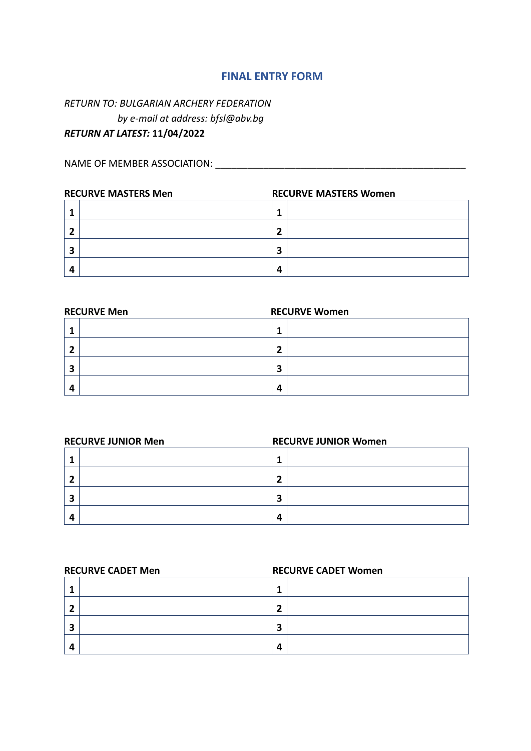## FINAL ENTRY FORM

*RETURN TO: BULGARIAN ARCHERY FEDERATION*

*by e-mail at address: bfsl@abv.bg*

***RETURN AT LATEST:*** **11/04/2022**

NAME OF MEMBER ASSOCIATION: ______________________________________________

| **RECURVE MASTERS Men** | | **RECURVE MASTERS Women** | |
|---|---|---|---|
| **1** | | **1** | |
| **2** | | **2** | |
| **3** | | **3** | |
| **4** | | **4** | |

| **RECURVE Men** | | **RECURVE Women** | |
|---|---|---|---|
| **1** | | **1** | |
| **2** | | **2** | |
| **3** | | **3** | |
| **4** | | **4** | |

| **RECURVE JUNIOR Men** | | **RECURVE JUNIOR Women** | |
|---|---|---|---|
| **1** | | **1** | |
| **2** | | **2** | |
| **3** | | **3** | |
| **4** | | **4** | |

| **RECURVE CADET Men** | | **RECURVE CADET Women** | |
|---|---|---|---|
| **1** | | **1** | |
| **2** | | **2** | |
| **3** | | **3** | |
| **4** | | **4** | |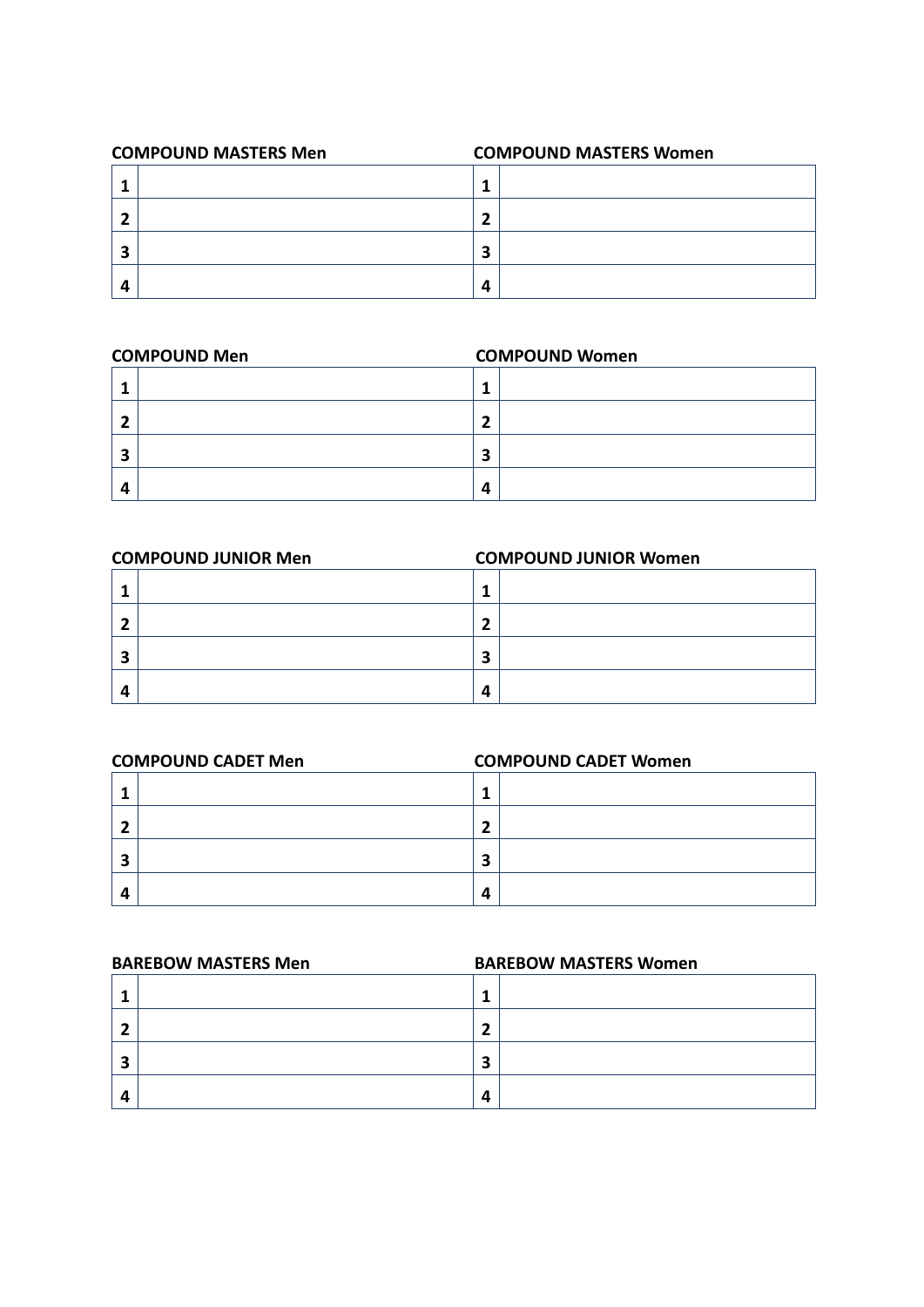**COMPOUND MASTERS Men**

| | |
|---|---|
| **1** | |
| **2** | |
| **3** | |
| **4** | |

**COMPOUND MASTERS Women**

| | |
|---|---|
| **1** | |
| **2** | |
| **3** | |
| **4** | |

**COMPOUND Men**

| | |
|---|---|
| **1** | |
| **2** | |
| **3** | |
| **4** | |

**COMPOUND Women**

| | |
|---|---|
| **1** | |
| **2** | |
| **3** | |
| **4** | |

**COMPOUND JUNIOR Men**

| | |
|---|---|
| **1** | |
| **2** | |
| **3** | |
| **4** | |

**COMPOUND JUNIOR Women**

| | |
|---|---|
| **1** | |
| **2** | |
| **3** | |
| **4** | |

**COMPOUND CADET Men**

| | |
|---|---|
| **1** | |
| **2** | |
| **3** | |
| **4** | |

**COMPOUND CADET Women**

| | |
|---|---|
| **1** | |
| **2** | |
| **3** | |
| **4** | |

**BAREBOW MASTERS Men**

| | |
|---|---|
| **1** | |
| **2** | |
| **3** | |
| **4** | |

**BAREBOW MASTERS Women**

| | |
|---|---|
| **1** | |
| **2** | |
| **3** | |
| **4** | |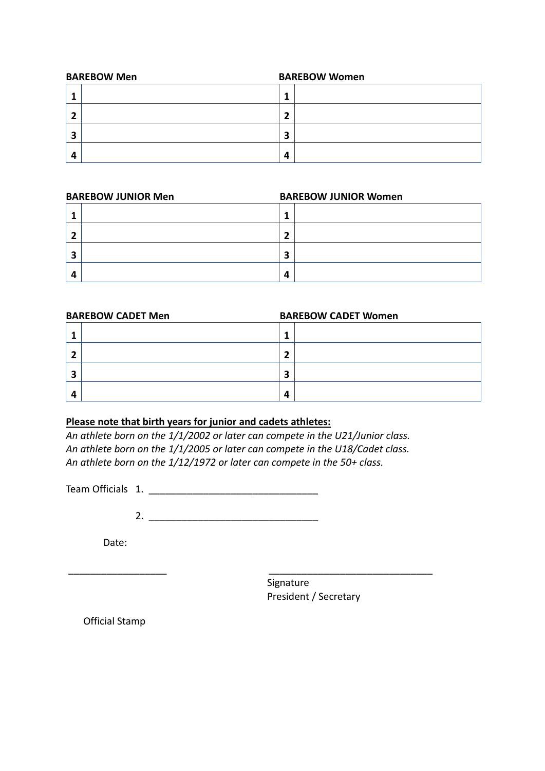| **BAREBOW Men** | | **BAREBOW Women** | |
|---|---|---|---|
| **1** | | **1** | |
| **2** | | **2** | |
| **3** | | **3** | |
| **4** | | **4** | |

| **BAREBOW JUNIOR Men** | | **BAREBOW JUNIOR Women** | |
|---|---|---|---|
| **1** | | **1** | |
| **2** | | **2** | |
| **3** | | **3** | |
| **4** | | **4** | |

| **BAREBOW CADET Men** | | **BAREBOW CADET Women** | |
|---|---|---|---|
| **1** | | **1** | |
| **2** | | **2** | |
| **3** | | **3** | |
| **4** | | **4** | |

**Please note that birth years for junior and cadets athletes:**

*An athlete born on the 1/1/2002 or later can compete in the U21/Junior class.*
*An athlete born on the 1/1/2005 or later can compete in the U18/Cadet class.*
*An athlete born on the 1/12/1972 or later can compete in the 50+ class.*

Team Officials 1. _______________________________

2. _______________________________

Date:

__________________ _______________________________

Signature
President / Secretary

Official Stamp